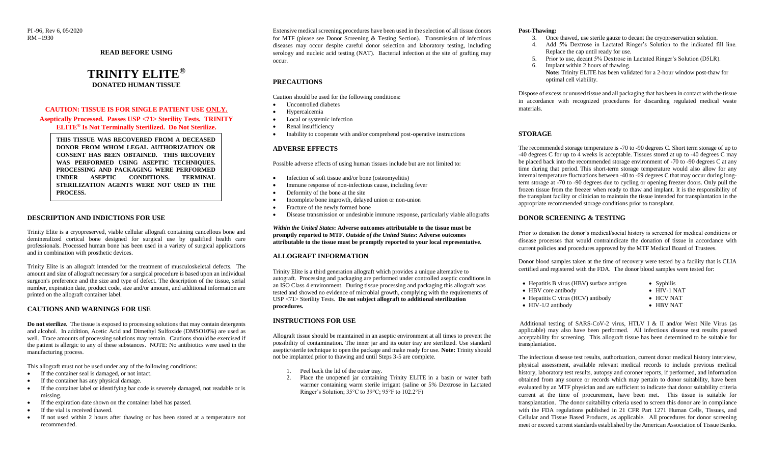PI -96, Rev 6, 05/2020
RM –1930

**READ BEFORE USING**

# TRINITY ELITE®

**DONATED HUMAN TISSUE**

**CAUTION: TISSUE IS FOR SINGLE PATIENT USE ONLY.**

**Aseptically Processed. Passes USP <71> Sterility Tests. TRINITY ELITE® Is Not Terminally Sterilized. Do Not Sterilize.**

**THIS TISSUE WAS RECOVERED FROM A DECEASED DONOR FROM WHOM LEGAL AUTHORIZATION OR CONSENT HAS BEEN OBTAINED. THIS RECOVERY WAS PERFORMED USING ASEPTIC TECHNIQUES. PROCESSING AND PACKAGING WERE PERFORMED UNDER ASEPTIC CONDITIONS. TERMINAL STERILIZATION AGENTS WERE NOT USED IN THE PROCESS.**

## DESCRIPTION AND INDICTIONS FOR USE

Trinity Elite is a cryopreserved, viable cellular allograft containing cancellous bone and demineralized cortical bone designed for surgical use by qualified health care professionals. Processed human bone has been used in a variety of surgical applications and in combination with prosthetic devices.

Trinity Elite is an allograft intended for the treatment of musculoskeletal defects. The amount and size of allograft necessary for a surgical procedure is based upon an individual surgeon's preference and the size and type of defect. The description of the tissue, serial number, expiration date, product code, size and/or amount, and additional information are printed on the allograft container label.

## CAUTIONS AND WARNINGS FOR USE

**Do not sterilize.** The tissue is exposed to processing solutions that may contain detergents and alcohol. In addition, Acetic Acid and Dimethyl Sulfoxide (DMSO10%) are used as well. Trace amounts of processing solutions may remain. Cautions should be exercised if the patient is allergic to any of these substances. NOTE: No antibiotics were used in the manufacturing process.

This allograft must not be used under any of the following conditions:

- If the container seal is damaged, or not intact.
- If the container has any physical damage.
- If the container label or identifying bar code is severely damaged, not readable or is missing.
- If the expiration date shown on the container label has passed.
- If the vial is received thawed.
- If not used within 2 hours after thawing or has been stored at a temperature not recommended.

Extensive medical screening procedures have been used in the selection of all tissue donors for MTF (please see Donor Screening & Testing Section). Transmission of infectious diseases may occur despite careful donor selection and laboratory testing, including serology and nucleic acid testing (NAT). Bacterial infection at the site of grafting may occur.

## PRECAUTIONS

Caution should be used for the following conditions:

- Uncontrolled diabetes
- Hypercalcemia
- Local or systemic infection
- Renal insufficiency
- Inability to cooperate with and/or comprehend post-operative instructions

## ADVERSE EFFECTS

Possible adverse effects of using human tissues include but are not limited to:

- Infection of soft tissue and/or bone (osteomyelitis)
- Immune response of non-infectious cause, including fever
- Deformity of the bone at the site
- Incomplete bone ingrowth, delayed union or non-union
- Fracture of the newly formed bone
- Disease transmission or undesirable immune response, particularly viable allografts

***Within the United States*: Adverse outcomes attributable to the tissue must be promptly reported to MTF. *Outside of the United States*: Adverse outcomes attributable to the tissue must be promptly reported to your local representative.**

## ALLOGRAFT INFORMATION

Trinity Elite is a third generation allograft which provides a unique alternative to autograft. Processing and packaging are performed under controlled aseptic conditions in an ISO Class 4 environment. During tissue processing and packaging this allograft was tested and showed no evidence of microbial growth, complying with the requirements of USP <71> Sterility Tests. **Do not subject allograft to additional sterilization procedures.**

## INSTRUCTIONS FOR USE

Allograft tissue should be maintained in an aseptic environment at all times to prevent the possibility of contamination. The inner jar and its outer tray are sterilized. Use standard aseptic/sterile technique to open the package and make ready for use. **Note:** Trinity should not be implanted prior to thawing and until Steps 3-5 are complete.

1. Peel back the lid of the outer tray.
2. Place the unopened jar containing Trinity ELITE in a basin or water bath warmer containing warm sterile irrigant (saline or 5% Dextrose in Lactated Ringer's Solution; 35°C to 39°C; 95°F to 102.2°F)

**Post-Thawing:**

3. Once thawed, use sterile gauze to decant the cryopreservation solution.
4. Add 5% Dextrose in Lactated Ringer's Solution to the indicated fill line. Replace the cap until ready for use.
5. Prior to use, decant 5% Dextrose in Lactated Ringer's Solution (D5LR).
6. Implant within 2 hours of thawing.
   **Note:** Trinity ELITE has been validated for a 2-hour window post-thaw for optimal cell viability.

Dispose of excess or unused tissue and all packaging that has been in contact with the tissue in accordance with recognized procedures for discarding regulated medical waste materials.

## STORAGE

The recommended storage temperature is -70 to -90 degrees C. Short term storage of up to -40 degrees C for up to 4 weeks is acceptable. Tissues stored at up to -40 degrees C may be placed back into the recommended storage environment of -70 to -90 degrees C at any time during that period. This short-term storage temperature would also allow for any internal temperature fluctuations between -40 to -69 degrees C that may occur during long-term storage at -70 to -90 degrees due to cycling or opening freezer doors. Only pull the frozen tissue from the freezer when ready to thaw and implant. It is the responsibility of the transplant facility or clinician to maintain the tissue intended for transplantation in the appropriate recommended storage conditions prior to transplant.

## DONOR SCREENING & TESTING

Prior to donation the donor's medical/social history is screened for medical conditions or disease processes that would contraindicate the donation of tissue in accordance with current policies and procedures approved by the MTF Medical Board of Trustees.

Donor blood samples taken at the time of recovery were tested by a facility that is CLIA certified and registered with the FDA. The donor blood samples were tested for:

- Hepatitis B virus (HBV) surface antigen
- HBV core antibody
- Hepatitis C virus (HCV) antibody
- HIV-1/2 antibody
- Syphilis
- HIV-1 NAT
- HCV NAT
- HBV NAT

Additional testing of SARS-CoV-2 virus, HTLV I & II and/or West Nile Virus (as applicable) may also have been performed. All infectious disease test results passed acceptability for screening. This allograft tissue has been determined to be suitable for transplantation.

The infectious disease test results, authorization, current donor medical history interview, physical assessment, available relevant medical records to include previous medical history, laboratory test results, autopsy and coroner reports, if performed, and information obtained from any source or records which may pertain to donor suitability, have been evaluated by an MTF physician and are sufficient to indicate that donor suitability criteria current at the time of procurement, have been met. This tissue is suitable for transplantation. The donor suitability criteria used to screen this donor are in compliance with the FDA regulations published in 21 CFR Part 1271 Human Cells, Tissues, and Cellular and Tissue Based Products, as applicable. All procedures for donor screening meet or exceed current standards established by the American Association of Tissue Banks.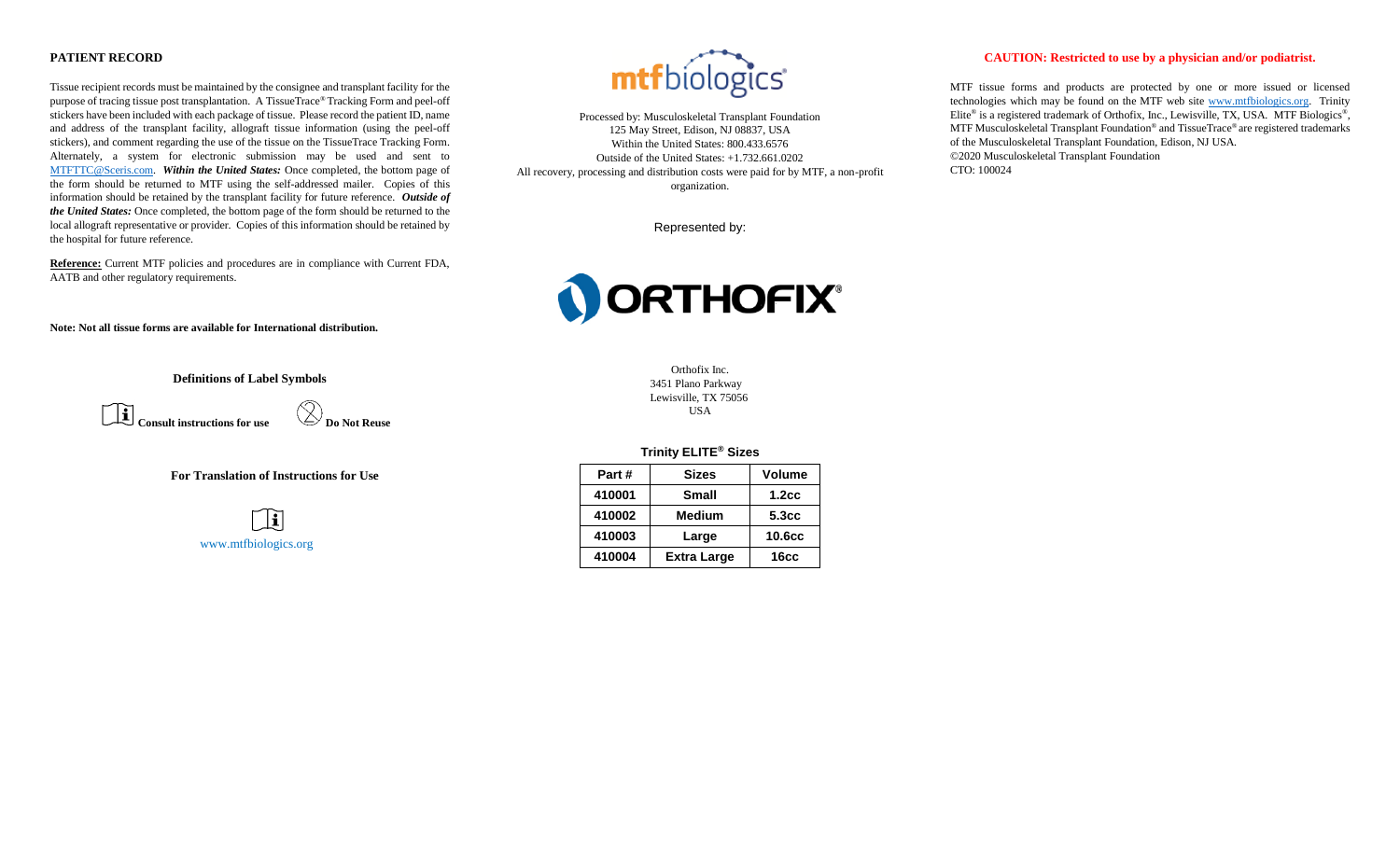**PATIENT RECORD**

Tissue recipient records must be maintained by the consignee and transplant facility for the purpose of tracing tissue post transplantation. A TissueTrace® Tracking Form and peel-off stickers have been included with each package of tissue. Please record the patient ID, name and address of the transplant facility, allograft tissue information (using the peel-off stickers), and comment regarding the use of the tissue on the TissueTrace Tracking Form. Alternately, a system for electronic submission may be used and sent to MTFTTC@Sceris.com. ***Within the United States:*** Once completed, the bottom page of the form should be returned to MTF using the self-addressed mailer. Copies of this information should be retained by the transplant facility for future reference. ***Outside of the United States:*** Once completed, the bottom page of the form should be returned to the local allograft representative or provider. Copies of this information should be retained by the hospital for future reference.

**Reference:** Current MTF policies and procedures are in compliance with Current FDA, AATB and other regulatory requirements.

**Note: Not all tissue forms are available for International distribution.**

**Definitions of Label Symbols**

**Consult instructions for use** **Do Not Reuse**

**For Translation of Instructions for Use**

www.mtfbiologics.org

mtfbiologics®

Processed by: Musculoskeletal Transplant Foundation
125 May Street, Edison, NJ 08837, USA
Within the United States: 800.433.6576
Outside of the United States: +1.732.661.0202
All recovery, processing and distribution costs were paid for by MTF, a non-profit organization.

Represented by:

ORTHOFIX®

Orthofix Inc.
3451 Plano Parkway
Lewisville, TX 75056
USA

**Trinity ELITE® Sizes**

| Part # | Sizes | Volume |
|---|---|---|
| 410001 | Small | 1.2cc |
| 410002 | Medium | 5.3cc |
| 410003 | Large | 10.6cc |
| 410004 | Extra Large | 16cc |

**CAUTION: Restricted to use by a physician and/or podiatrist.**

MTF tissue forms and products are protected by one or more issued or licensed technologies which may be found on the MTF web site www.mtfbiologics.org. Trinity Elite® is a registered trademark of Orthofix, Inc., Lewisville, TX, USA. MTF Biologics®, MTF Musculoskeletal Transplant Foundation® and TissueTrace® are registered trademarks of the Musculoskeletal Transplant Foundation, Edison, NJ USA.
©2020 Musculoskeletal Transplant Foundation
CTO: 100024